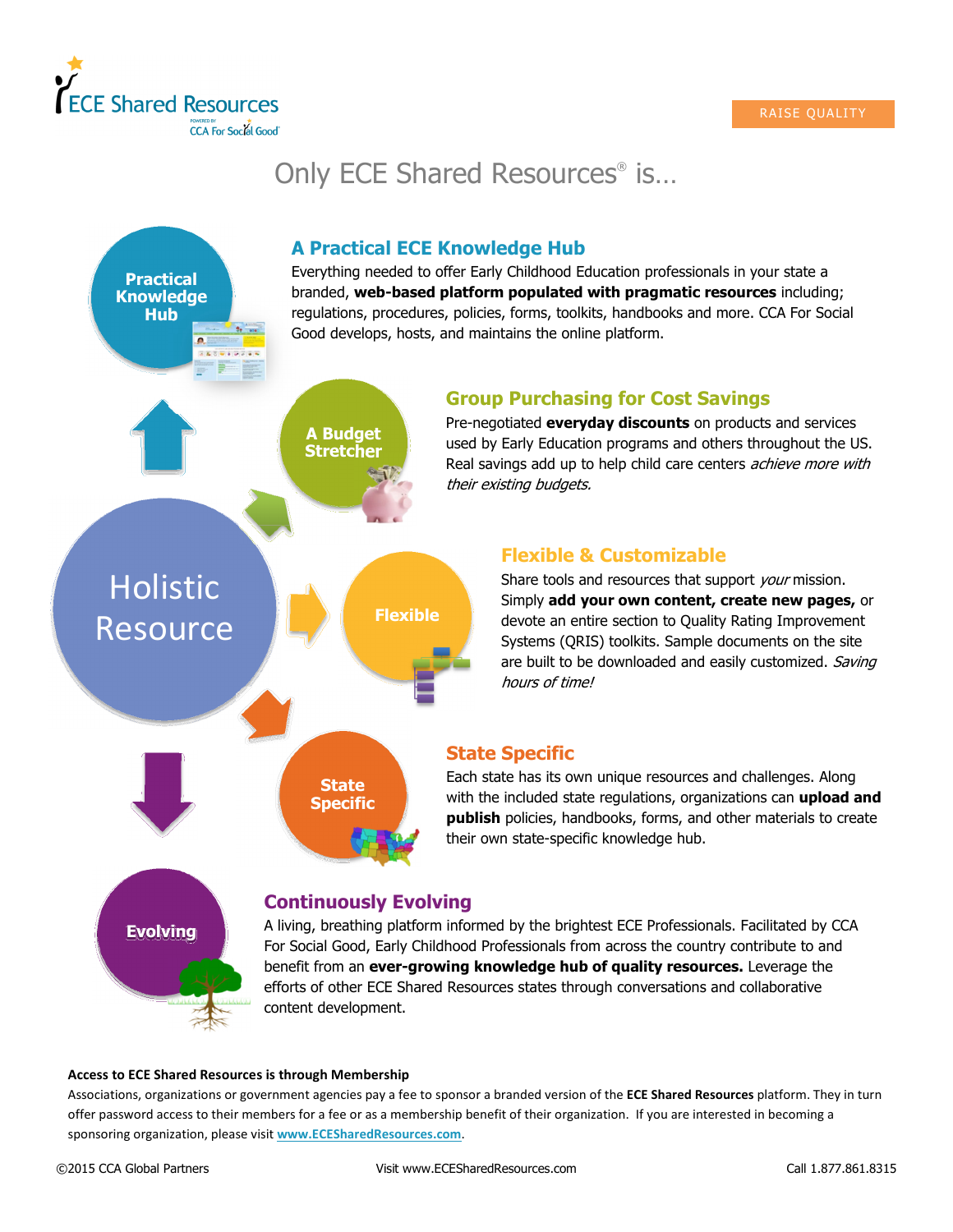ECE Shared Resources

CCA For Social Good

RAISE QUALITY

# Only ECE Shared Resources® is…

Practical Knowledge Hub

A Budget Stretcher

Holistic Resource

Flexible

State Specific

Evolving

## A Practical ECE Knowledge Hub

Everything needed to offer Early Childhood Education professionals in your state a branded, **web-based platform populated with pragmatic resources** including; regulations, procedures, policies, forms, toolkits, handbooks and more. CCA For Social Good develops, hosts, and maintains the online platform.

## Group Purchasing for Cost Savings

Pre-negotiated **everyday discounts** on products and services used by Early Education programs and others throughout the US. Real savings add up to help child care centers *achieve more with their existing budgets.*

## Flexible & Customizable

Share tools and resources that support *your* mission. Simply **add your own content, create new pages,** or devote an entire section to Quality Rating Improvement Systems (QRIS) toolkits. Sample documents on the site are built to be downloaded and easily customized. *Saving hours of time!*

## State Specific

Each state has its own unique resources and challenges. Along with the included state regulations, organizations can **upload and publish** policies, handbooks, forms, and other materials to create their own state-specific knowledge hub.

## Continuously Evolving

A living, breathing platform informed by the brightest ECE Professionals. Facilitated by CCA For Social Good, Early Childhood Professionals from across the country contribute to and benefit from an **ever-growing knowledge hub of quality resources.** Leverage the efforts of other ECE Shared Resources states through conversations and collaborative content development.

**Access to ECE Shared Resources is through Membership**

Associations, organizations or government agencies pay a fee to sponsor a branded version of the **ECE Shared Resources** platform. They in turn offer password access to their members for a fee or as a membership benefit of their organization. If you are interested in becoming a sponsoring organization, please visit www.ECESharedResources.com.

©2015 CCA Global Partners Visit www.ECESharedResources.com Call 1.877.861.8315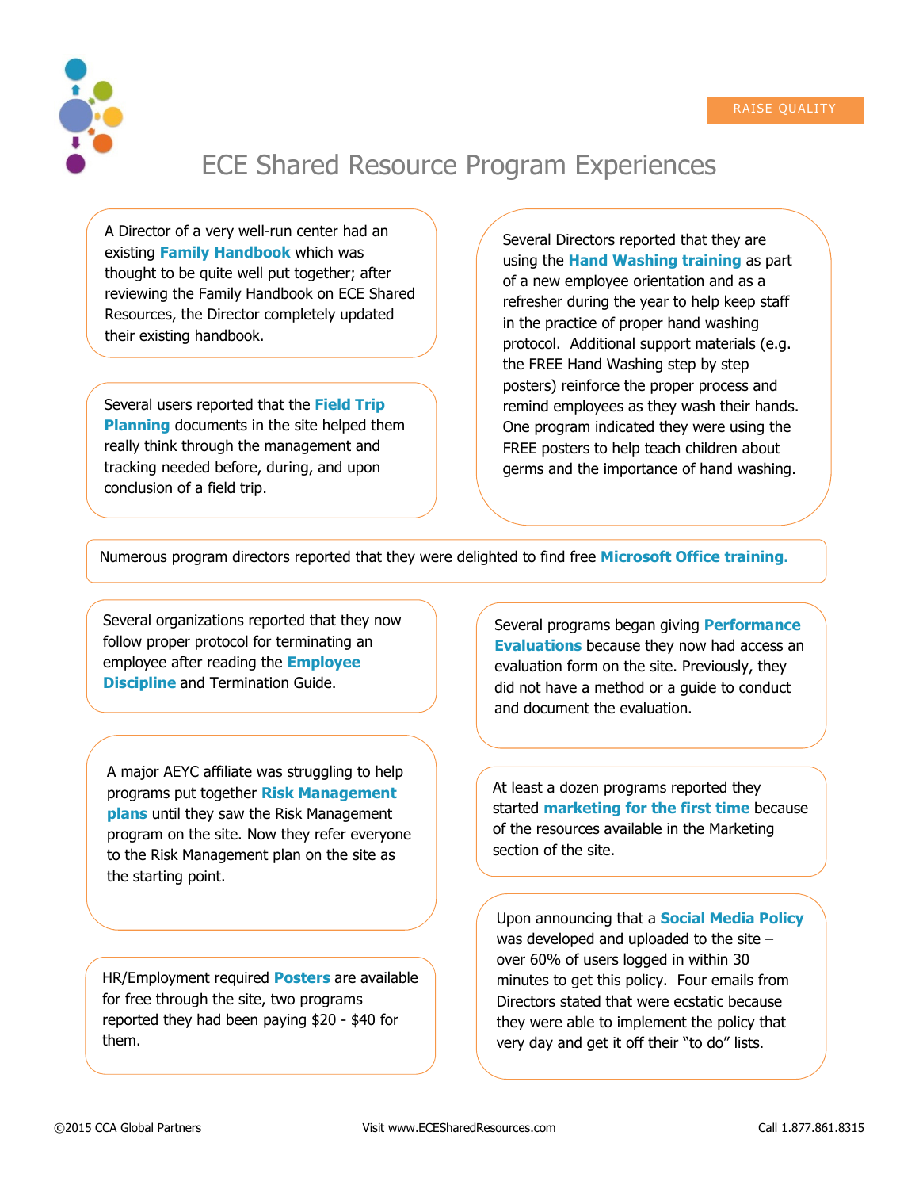RAISE QUALITY

# ECE Shared Resource Program Experiences

A Director of a very well-run center had an existing **Family Handbook** which was thought to be quite well put together; after reviewing the Family Handbook on ECE Shared Resources, the Director completely updated their existing handbook.

Several users reported that the **Field Trip Planning** documents in the site helped them really think through the management and tracking needed before, during, and upon conclusion of a field trip.

Several Directors reported that they are using the **Hand Washing training** as part of a new employee orientation and as a refresher during the year to help keep staff in the practice of proper hand washing protocol. Additional support materials (e.g. the FREE Hand Washing step by step posters) reinforce the proper process and remind employees as they wash their hands. One program indicated they were using the FREE posters to help teach children about germs and the importance of hand washing.

Numerous program directors reported that they were delighted to find free **Microsoft Office training.**

Several organizations reported that they now follow proper protocol for terminating an employee after reading the **Employee Discipline** and Termination Guide.

A major AEYC affiliate was struggling to help programs put together **Risk Management plans** until they saw the Risk Management program on the site. Now they refer everyone to the Risk Management plan on the site as the starting point.

HR/Employment required **Posters** are available for free through the site, two programs reported they had been paying $20 - $40 for them.

Several programs began giving **Performance Evaluations** because they now had access an evaluation form on the site. Previously, they did not have a method or a guide to conduct and document the evaluation.

At least a dozen programs reported they started **marketing for the first time** because of the resources available in the Marketing section of the site.

Upon announcing that a **Social Media Policy** was developed and uploaded to the site – over 60% of users logged in within 30 minutes to get this policy. Four emails from Directors stated that were ecstatic because they were able to implement the policy that very day and get it off their "to do" lists.

©2015 CCA Global Partners Visit www.ECESharedResources.com Call 1.877.861.8315